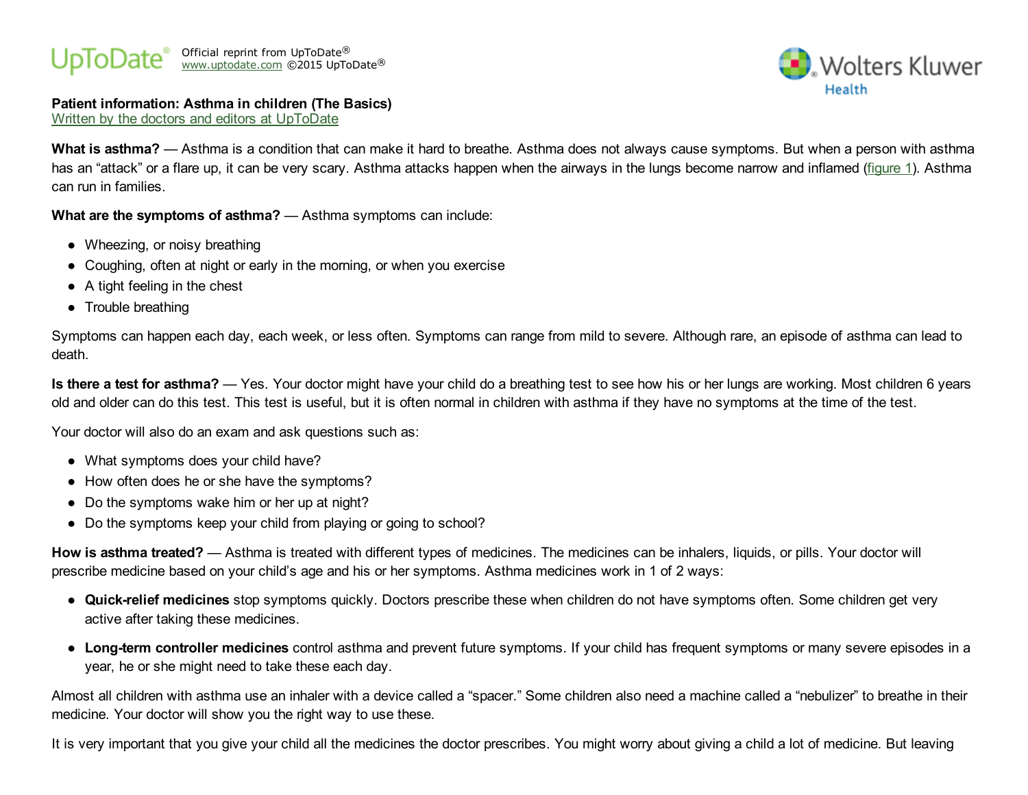UpToDate® Official reprint from UpToDate® www.uptodate.com ©2015 UpToDate®

Wolters Kluwer Health

**Patient information: Asthma in children (The Basics)**
Written by the doctors and editors at UpToDate

**What is asthma?** — Asthma is a condition that can make it hard to breathe. Asthma does not always cause symptoms. But when a person with asthma has an "attack" or a flare up, it can be very scary. Asthma attacks happen when the airways in the lungs become narrow and inflamed (figure 1). Asthma can run in families.

**What are the symptoms of asthma?** — Asthma symptoms can include:

- Wheezing, or noisy breathing
- Coughing, often at night or early in the morning, or when you exercise
- A tight feeling in the chest
- Trouble breathing

Symptoms can happen each day, each week, or less often. Symptoms can range from mild to severe. Although rare, an episode of asthma can lead to death.

**Is there a test for asthma?** — Yes. Your doctor might have your child do a breathing test to see how his or her lungs are working. Most children 6 years old and older can do this test. This test is useful, but it is often normal in children with asthma if they have no symptoms at the time of the test.

Your doctor will also do an exam and ask questions such as:

- What symptoms does your child have?
- How often does he or she have the symptoms?
- Do the symptoms wake him or her up at night?
- Do the symptoms keep your child from playing or going to school?

**How is asthma treated?** — Asthma is treated with different types of medicines. The medicines can be inhalers, liquids, or pills. Your doctor will prescribe medicine based on your child's age and his or her symptoms. Asthma medicines work in 1 of 2 ways:

- **Quick-relief medicines** stop symptoms quickly. Doctors prescribe these when children do not have symptoms often. Some children get very active after taking these medicines.
- **Long-term controller medicines** control asthma and prevent future symptoms. If your child has frequent symptoms or many severe episodes in a year, he or she might need to take these each day.

Almost all children with asthma use an inhaler with a device called a "spacer." Some children also need a machine called a "nebulizer" to breathe in their medicine. Your doctor will show you the right way to use these.

It is very important that you give your child all the medicines the doctor prescribes. You might worry about giving a child a lot of medicine. But leaving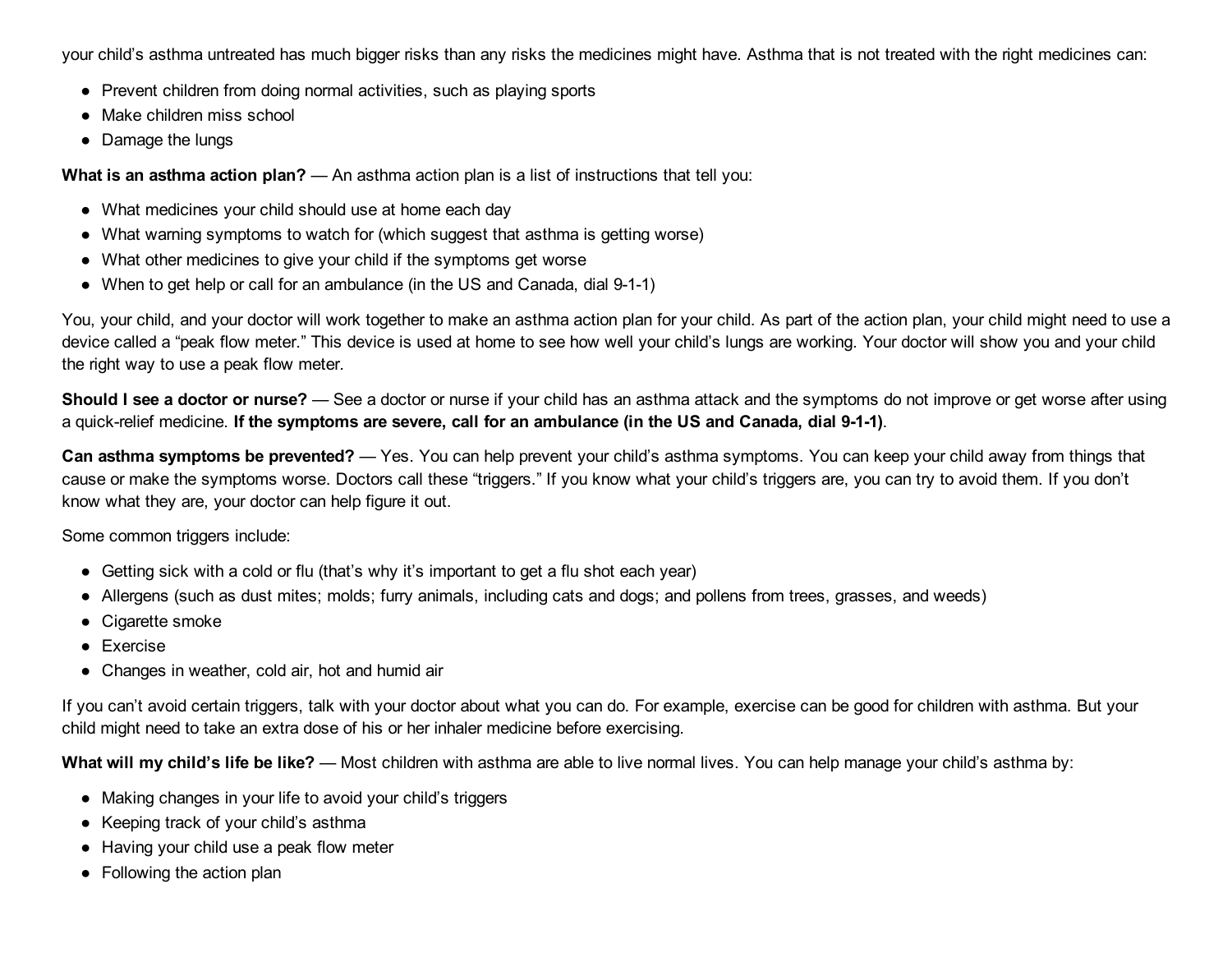your child's asthma untreated has much bigger risks than any risks the medicines might have. Asthma that is not treated with the right medicines can:

- Prevent children from doing normal activities, such as playing sports
- Make children miss school
- Damage the lungs

**What is an asthma action plan?** — An asthma action plan is a list of instructions that tell you:

- What medicines your child should use at home each day
- What warning symptoms to watch for (which suggest that asthma is getting worse)
- What other medicines to give your child if the symptoms get worse
- When to get help or call for an ambulance (in the US and Canada, dial 9-1-1)

You, your child, and your doctor will work together to make an asthma action plan for your child. As part of the action plan, your child might need to use a device called a "peak flow meter." This device is used at home to see how well your child's lungs are working. Your doctor will show you and your child the right way to use a peak flow meter.

**Should I see a doctor or nurse?** — See a doctor or nurse if your child has an asthma attack and the symptoms do not improve or get worse after using a quick-relief medicine. **If the symptoms are severe, call for an ambulance (in the US and Canada, dial 9-1-1)**.

**Can asthma symptoms be prevented?** — Yes. You can help prevent your child's asthma symptoms. You can keep your child away from things that cause or make the symptoms worse. Doctors call these "triggers." If you know what your child's triggers are, you can try to avoid them. If you don't know what they are, your doctor can help figure it out.

Some common triggers include:

- Getting sick with a cold or flu (that's why it's important to get a flu shot each year)
- Allergens (such as dust mites; molds; furry animals, including cats and dogs; and pollens from trees, grasses, and weeds)
- Cigarette smoke
- Exercise
- Changes in weather, cold air, hot and humid air

If you can't avoid certain triggers, talk with your doctor about what you can do. For example, exercise can be good for children with asthma. But your child might need to take an extra dose of his or her inhaler medicine before exercising.

**What will my child's life be like?** — Most children with asthma are able to live normal lives. You can help manage your child's asthma by:

- Making changes in your life to avoid your child's triggers
- Keeping track of your child's asthma
- Having your child use a peak flow meter
- Following the action plan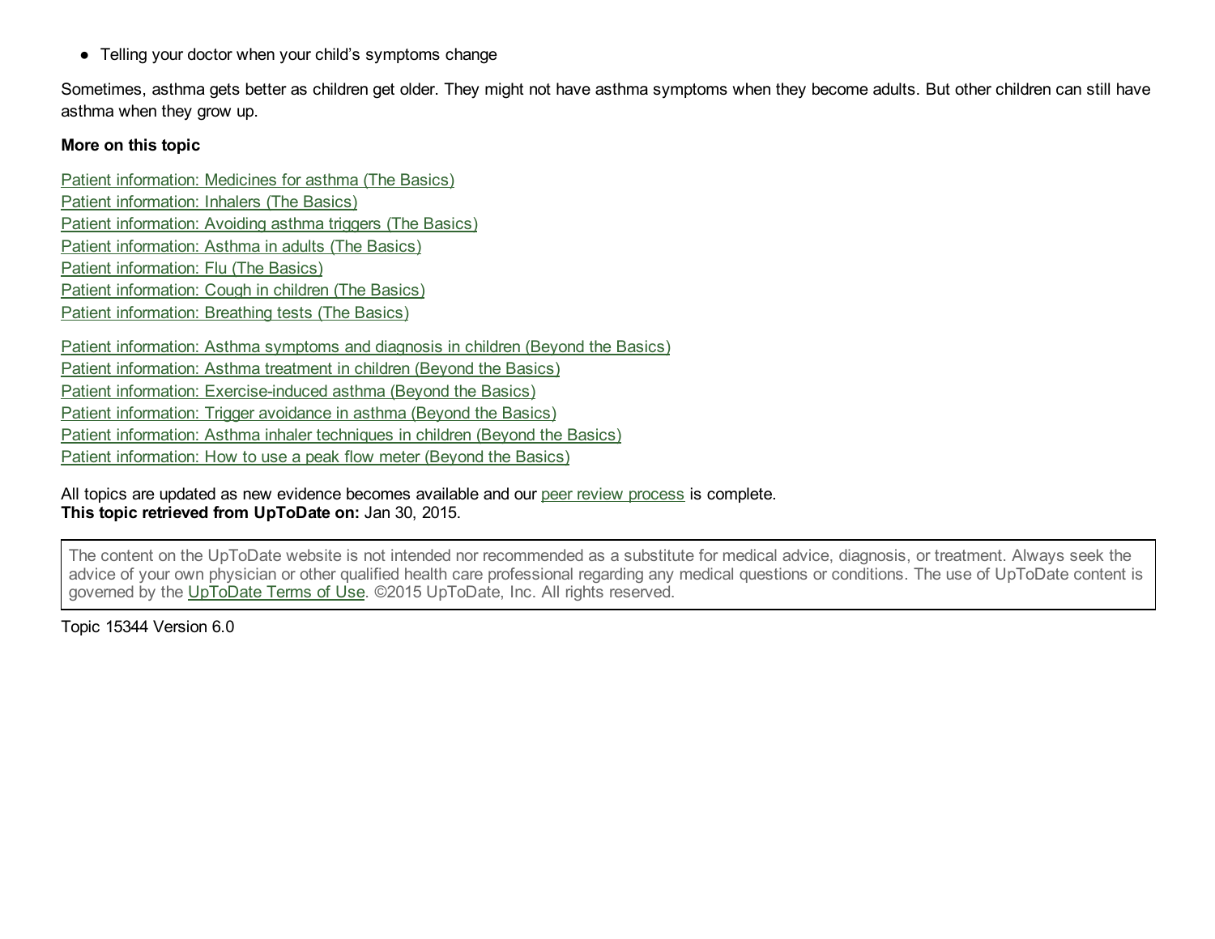- Telling your doctor when your child's symptoms change

Sometimes, asthma gets better as children get older. They might not have asthma symptoms when they become adults. But other children can still have asthma when they grow up.

**More on this topic**

Patient information: Medicines for asthma (The Basics)
Patient information: Inhalers (The Basics)
Patient information: Avoiding asthma triggers (The Basics)
Patient information: Asthma in adults (The Basics)
Patient information: Flu (The Basics)
Patient information: Cough in children (The Basics)
Patient information: Breathing tests (The Basics)

Patient information: Asthma symptoms and diagnosis in children (Beyond the Basics)
Patient information: Asthma treatment in children (Beyond the Basics)
Patient information: Exercise-induced asthma (Beyond the Basics)
Patient information: Trigger avoidance in asthma (Beyond the Basics)
Patient information: Asthma inhaler techniques in children (Beyond the Basics)
Patient information: How to use a peak flow meter (Beyond the Basics)

All topics are updated as new evidence becomes available and our peer review process is complete.
**This topic retrieved from UpToDate on:** Jan 30, 2015.

The content on the UpToDate website is not intended nor recommended as a substitute for medical advice, diagnosis, or treatment. Always seek the advice of your own physician or other qualified health care professional regarding any medical questions or conditions. The use of UpToDate content is governed by the UpToDate Terms of Use. ©2015 UpToDate, Inc. All rights reserved.

Topic 15344 Version 6.0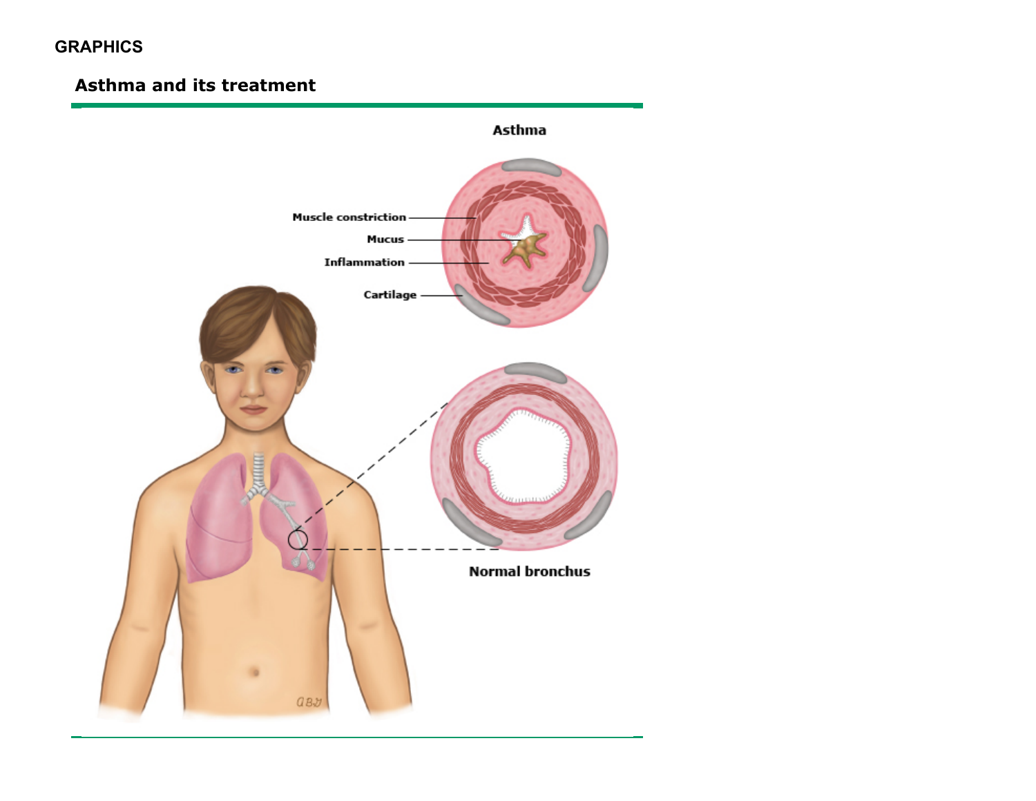GRAPHICS

## Asthma and its treatment

Asthma

Muscle constriction

Mucus

Inflammation

Cartilage

Normal bronchus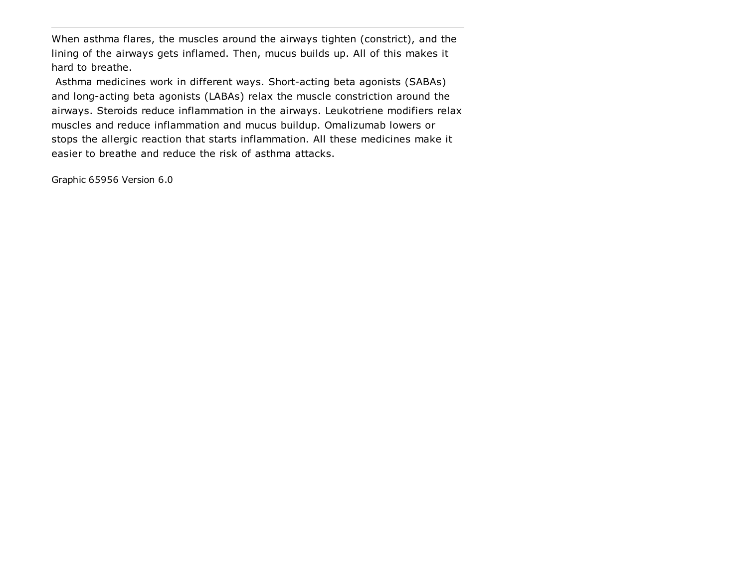When asthma flares, the muscles around the airways tighten (constrict), and the lining of the airways gets inflamed. Then, mucus builds up. All of this makes it hard to breathe.

Asthma medicines work in different ways. Short-acting beta agonists (SABAs) and long-acting beta agonists (LABAs) relax the muscle constriction around the airways. Steroids reduce inflammation in the airways. Leukotriene modifiers relax muscles and reduce inflammation and mucus buildup. Omalizumab lowers or stops the allergic reaction that starts inflammation. All these medicines make it easier to breathe and reduce the risk of asthma attacks.

Graphic 65956 Version 6.0